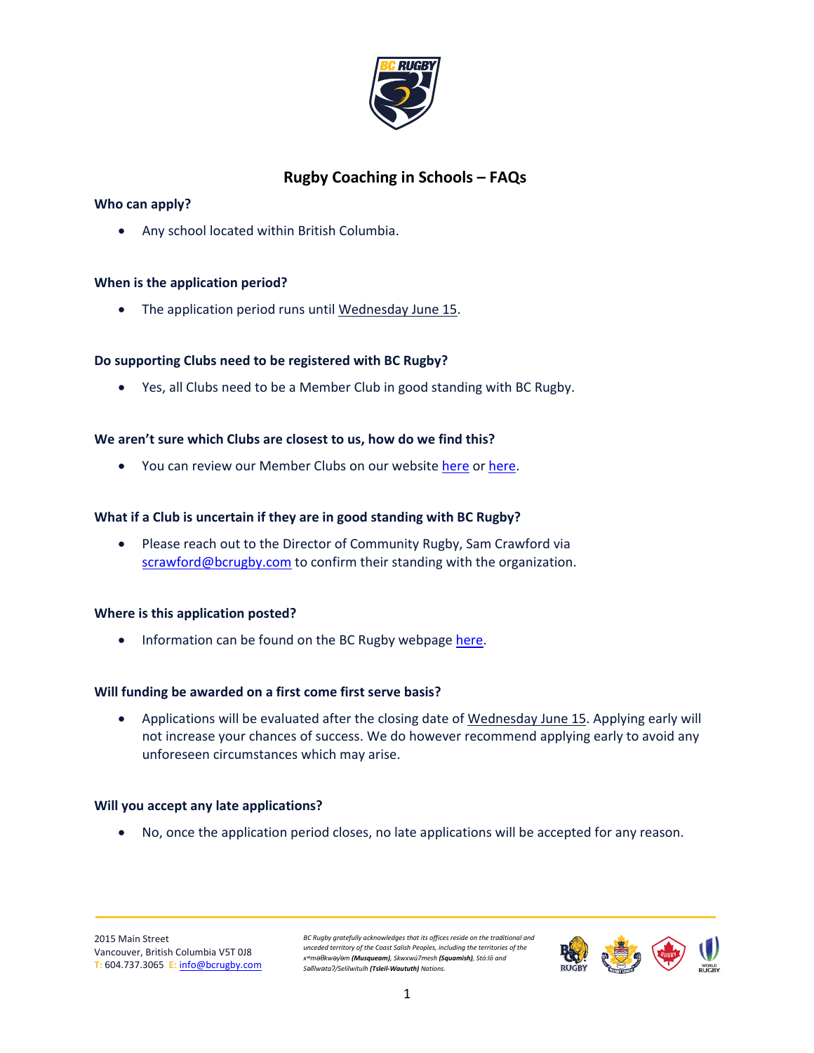# Rugby Coaching in Schools – FAQs

**Who can apply?**

- Any school located within British Columbia.

**When is the application period?**

- The application period runs until Wednesday June 15.

**Do supporting Clubs need to be registered with BC Rugby?**

- Yes, all Clubs need to be a Member Club in good standing with BC Rugby.

**We aren't sure which Clubs are closest to us, how do we find this?**

- You can review our Member Clubs on our website here or here.

**What if a Club is uncertain if they are in good standing with BC Rugby?**

- Please reach out to the Director of Community Rugby, Sam Crawford via scrawford@bcrugby.com to confirm their standing with the organization.

**Where is this application posted?**

- Information can be found on the BC Rugby webpage here.

**Will funding be awarded on a first come first serve basis?**

- Applications will be evaluated after the closing date of Wednesday June 15. Applying early will not increase your chances of success. We do however recommend applying early to avoid any unforeseen circumstances which may arise.

**Will you accept any late applications?**

- No, once the application period closes, no late applications will be accepted for any reason.

2015 Main Street
Vancouver, British Columbia V5T 0J8
T: 604.737.3065 E: info@bcrugby.com

*BC Rugby gratefully acknowledges that its offices reside on the traditional and unceded territory of the Coast Salish Peoples, including the territories of the xʷməθkwəy̓əm **(Musqueam)**, Skwxwú7mesh **(Squamish)**, Stó:lō and Səl̓ílwətaʔ/Selilwitulh **(Tsleil-Waututh)** Nations.*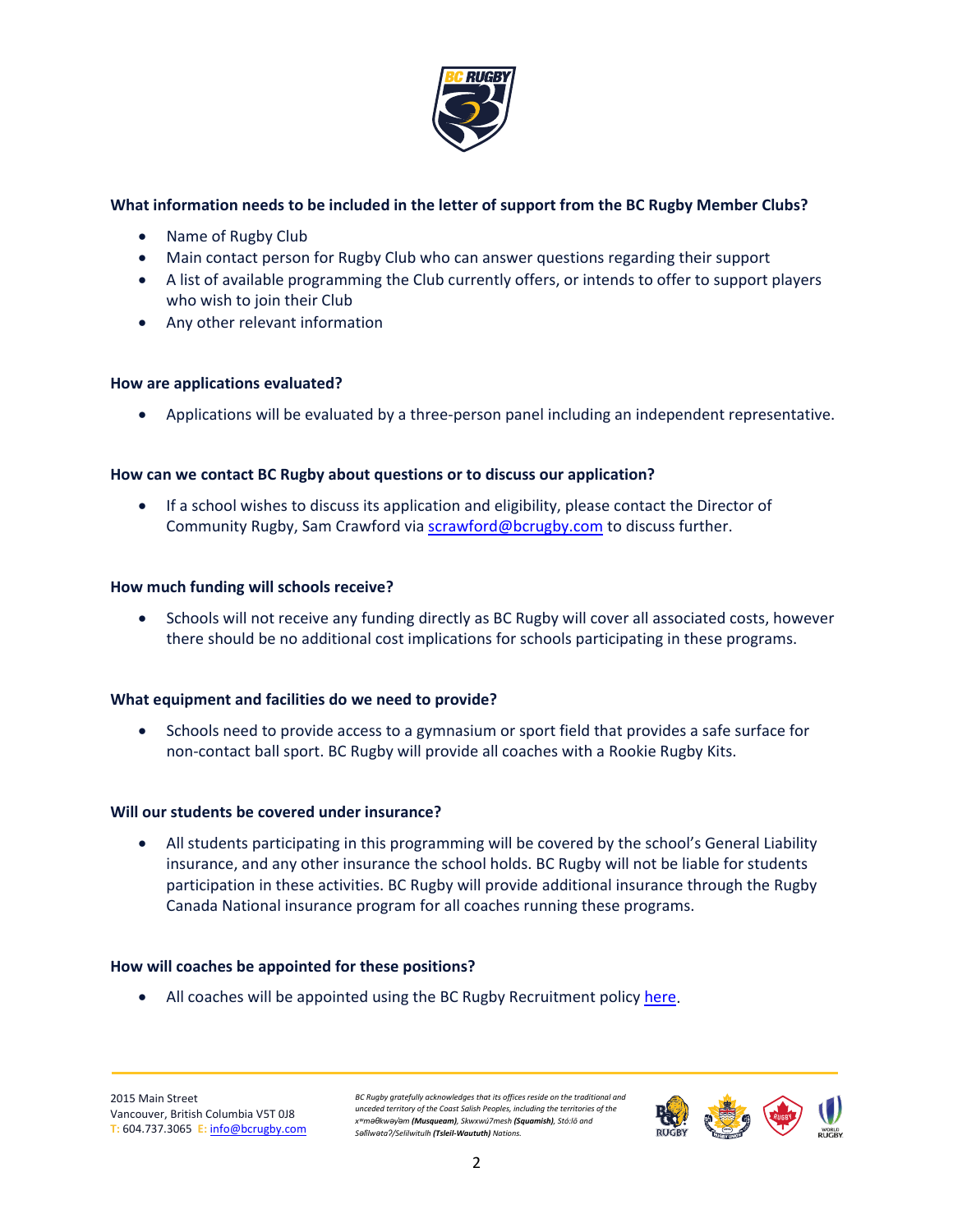**What information needs to be included in the letter of support from the BC Rugby Member Clubs?**

- Name of Rugby Club
- Main contact person for Rugby Club who can answer questions regarding their support
- A list of available programming the Club currently offers, or intends to offer to support players who wish to join their Club
- Any other relevant information

**How are applications evaluated?**

- Applications will be evaluated by a three-person panel including an independent representative.

**How can we contact BC Rugby about questions or to discuss our application?**

- If a school wishes to discuss its application and eligibility, please contact the Director of Community Rugby, Sam Crawford via scrawford@bcrugby.com to discuss further.

**How much funding will schools receive?**

- Schools will not receive any funding directly as BC Rugby will cover all associated costs, however there should be no additional cost implications for schools participating in these programs.

**What equipment and facilities do we need to provide?**

- Schools need to provide access to a gymnasium or sport field that provides a safe surface for non-contact ball sport. BC Rugby will provide all coaches with a Rookie Rugby Kits.

**Will our students be covered under insurance?**

- All students participating in this programming will be covered by the school's General Liability insurance, and any other insurance the school holds. BC Rugby will not be liable for students participation in these activities. BC Rugby will provide additional insurance through the Rugby Canada National insurance program for all coaches running these programs.

**How will coaches be appointed for these positions?**

- All coaches will be appointed using the BC Rugby Recruitment policy here.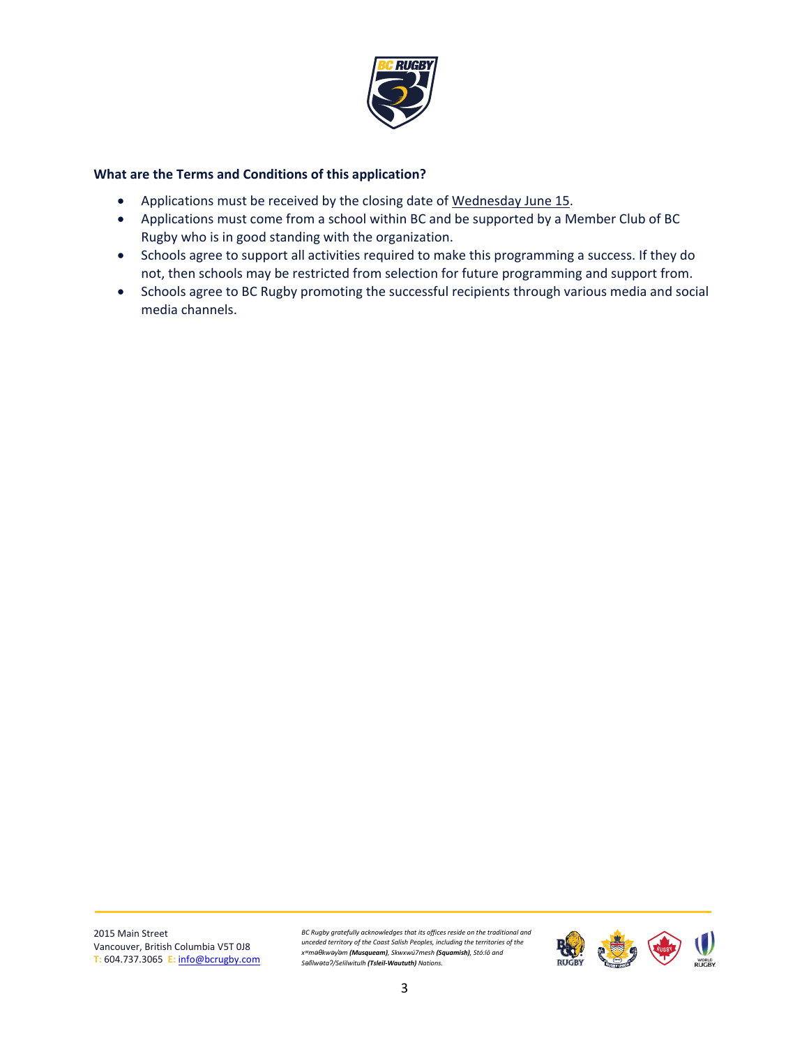**What are the Terms and Conditions of this application?**

- Applications must be received by the closing date of Wednesday June 15.
- Applications must come from a school within BC and be supported by a Member Club of BC Rugby who is in good standing with the organization.
- Schools agree to support all activities required to make this programming a success. If they do not, then schools may be restricted from selection for future programming and support from.
- Schools agree to BC Rugby promoting the successful recipients through various media and social media channels.